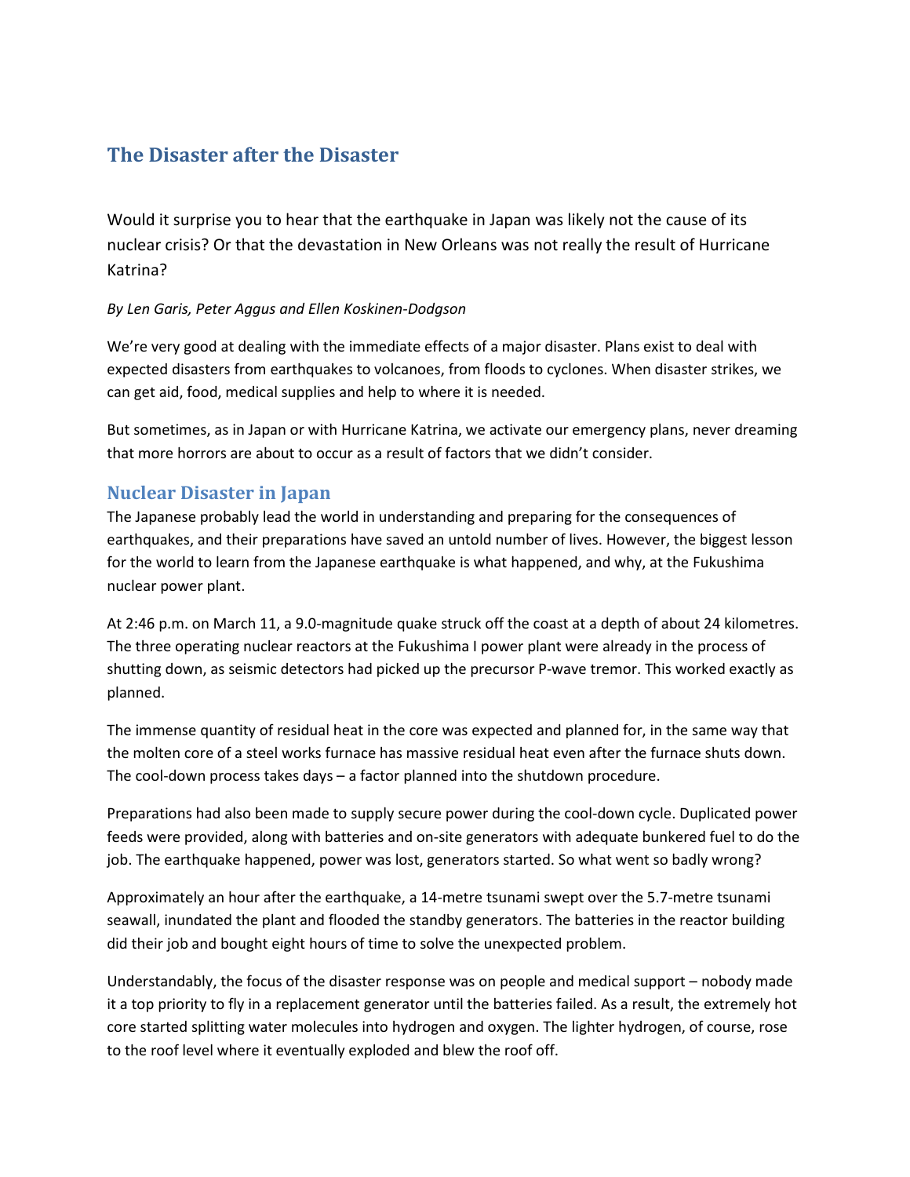# The Disaster after the Disaster

Would it surprise you to hear that the earthquake in Japan was likely not the cause of its nuclear crisis? Or that the devastation in New Orleans was not really the result of Hurricane Katrina?

*By Len Garis, Peter Aggus and Ellen Koskinen-Dodgson*

We're very good at dealing with the immediate effects of a major disaster. Plans exist to deal with expected disasters from earthquakes to volcanoes, from floods to cyclones. When disaster strikes, we can get aid, food, medical supplies and help to where it is needed.

But sometimes, as in Japan or with Hurricane Katrina, we activate our emergency plans, never dreaming that more horrors are about to occur as a result of factors that we didn't consider.

## Nuclear Disaster in Japan

The Japanese probably lead the world in understanding and preparing for the consequences of earthquakes, and their preparations have saved an untold number of lives. However, the biggest lesson for the world to learn from the Japanese earthquake is what happened, and why, at the Fukushima nuclear power plant.

At 2:46 p.m. on March 11, a 9.0-magnitude quake struck off the coast at a depth of about 24 kilometres. The three operating nuclear reactors at the Fukushima I power plant were already in the process of shutting down, as seismic detectors had picked up the precursor P-wave tremor. This worked exactly as planned.

The immense quantity of residual heat in the core was expected and planned for, in the same way that the molten core of a steel works furnace has massive residual heat even after the furnace shuts down. The cool-down process takes days – a factor planned into the shutdown procedure.

Preparations had also been made to supply secure power during the cool-down cycle. Duplicated power feeds were provided, along with batteries and on-site generators with adequate bunkered fuel to do the job. The earthquake happened, power was lost, generators started. So what went so badly wrong?

Approximately an hour after the earthquake, a 14-metre tsunami swept over the 5.7-metre tsunami seawall, inundated the plant and flooded the standby generators. The batteries in the reactor building did their job and bought eight hours of time to solve the unexpected problem.

Understandably, the focus of the disaster response was on people and medical support – nobody made it a top priority to fly in a replacement generator until the batteries failed. As a result, the extremely hot core started splitting water molecules into hydrogen and oxygen. The lighter hydrogen, of course, rose to the roof level where it eventually exploded and blew the roof off.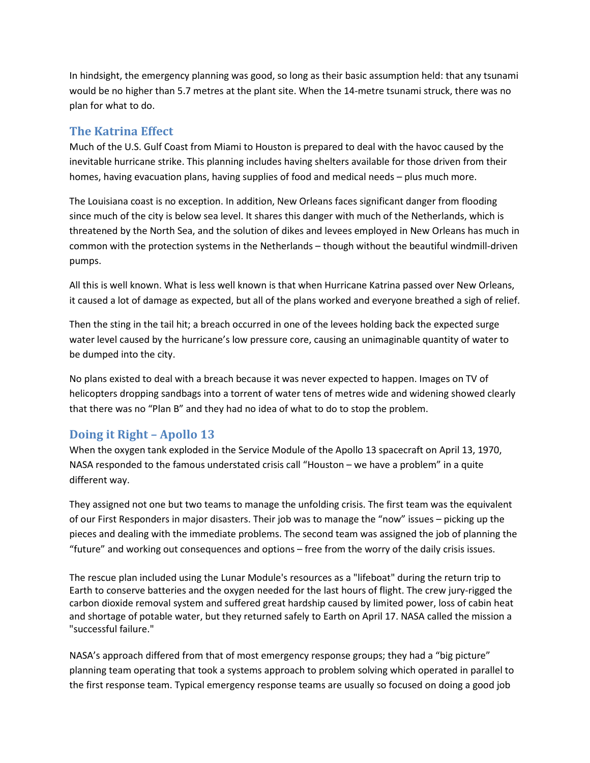In hindsight, the emergency planning was good, so long as their basic assumption held: that any tsunami would be no higher than 5.7 metres at the plant site. When the 14-metre tsunami struck, there was no plan for what to do.

## The Katrina Effect

Much of the U.S. Gulf Coast from Miami to Houston is prepared to deal with the havoc caused by the inevitable hurricane strike. This planning includes having shelters available for those driven from their homes, having evacuation plans, having supplies of food and medical needs – plus much more.

The Louisiana coast is no exception. In addition, New Orleans faces significant danger from flooding since much of the city is below sea level. It shares this danger with much of the Netherlands, which is threatened by the North Sea, and the solution of dikes and levees employed in New Orleans has much in common with the protection systems in the Netherlands – though without the beautiful windmill-driven pumps.

All this is well known. What is less well known is that when Hurricane Katrina passed over New Orleans, it caused a lot of damage as expected, but all of the plans worked and everyone breathed a sigh of relief.

Then the sting in the tail hit; a breach occurred in one of the levees holding back the expected surge water level caused by the hurricane's low pressure core, causing an unimaginable quantity of water to be dumped into the city.

No plans existed to deal with a breach because it was never expected to happen. Images on TV of helicopters dropping sandbags into a torrent of water tens of metres wide and widening showed clearly that there was no "Plan B" and they had no idea of what to do to stop the problem.

## Doing it Right – Apollo 13

When the oxygen tank exploded in the Service Module of the Apollo 13 spacecraft on April 13, 1970, NASA responded to the famous understated crisis call "Houston – we have a problem" in a quite different way.

They assigned not one but two teams to manage the unfolding crisis. The first team was the equivalent of our First Responders in major disasters. Their job was to manage the "now" issues – picking up the pieces and dealing with the immediate problems. The second team was assigned the job of planning the "future" and working out consequences and options – free from the worry of the daily crisis issues.

The rescue plan included using the Lunar Module's resources as a "lifeboat" during the return trip to Earth to conserve batteries and the oxygen needed for the last hours of flight. The crew jury-rigged the carbon dioxide removal system and suffered great hardship caused by limited power, loss of cabin heat and shortage of potable water, but they returned safely to Earth on April 17. NASA called the mission a "successful failure."

NASA's approach differed from that of most emergency response groups; they had a "big picture" planning team operating that took a systems approach to problem solving which operated in parallel to the first response team. Typical emergency response teams are usually so focused on doing a good job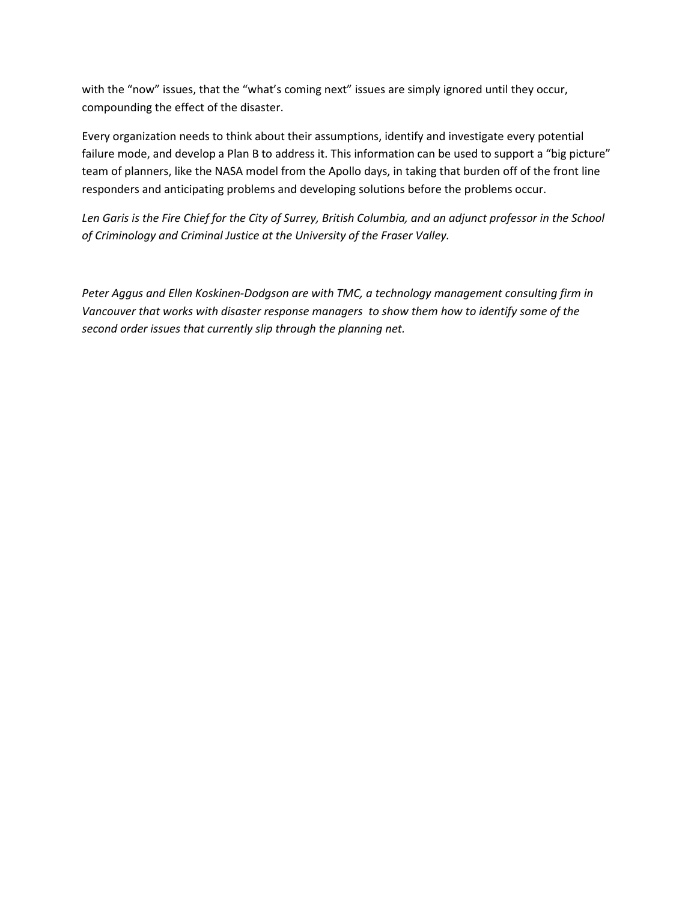with the "now" issues, that the "what's coming next" issues are simply ignored until they occur, compounding the effect of the disaster.

Every organization needs to think about their assumptions, identify and investigate every potential failure mode, and develop a Plan B to address it. This information can be used to support a "big picture" team of planners, like the NASA model from the Apollo days, in taking that burden off of the front line responders and anticipating problems and developing solutions before the problems occur.

*Len Garis is the Fire Chief for the City of Surrey, British Columbia, and an adjunct professor in the School of Criminology and Criminal Justice at the University of the Fraser Valley.*

*Peter Aggus and Ellen Koskinen-Dodgson are with TMC, a technology management consulting firm in Vancouver that works with disaster response managers to show them how to identify some of the second order issues that currently slip through the planning net.*